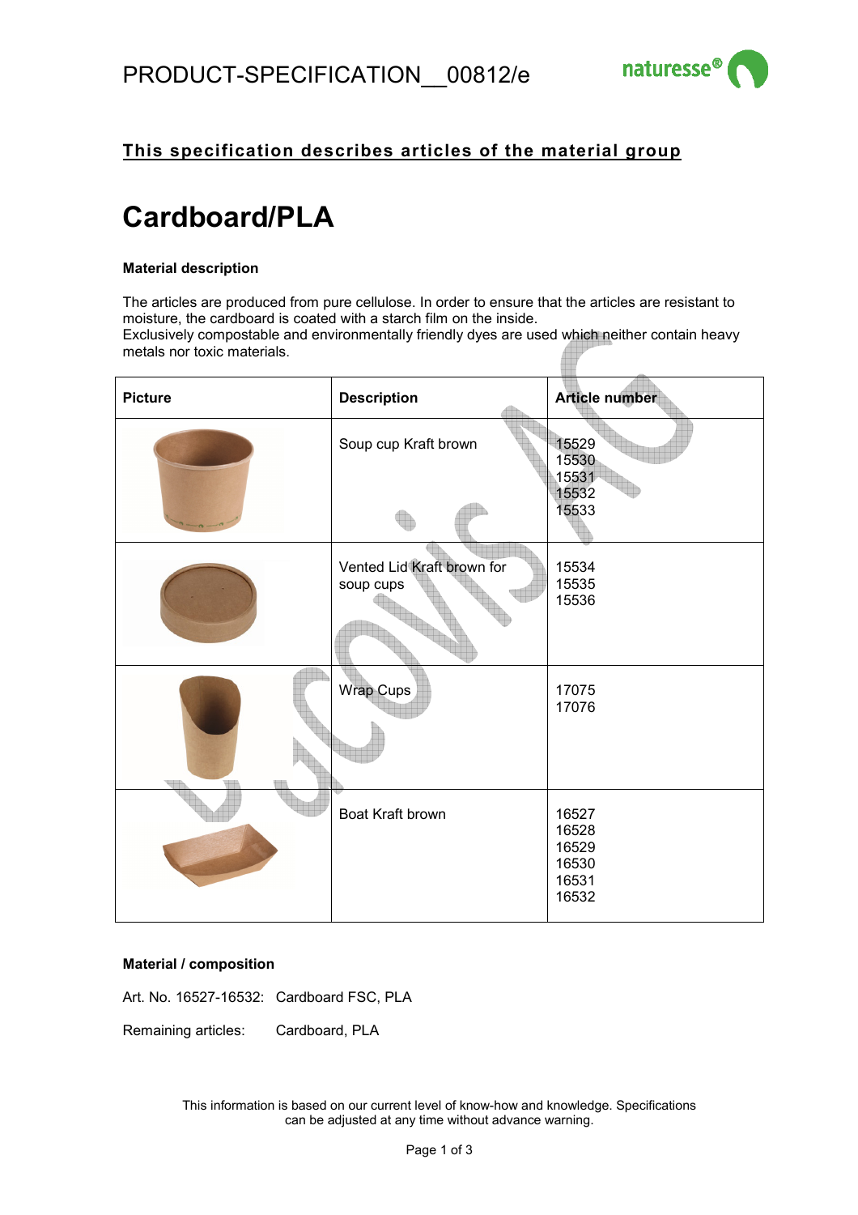PRODUCT-SPECIFICATION__00812/e

**This specification describes articles of the material group**

# Cardboard/PLA

**Material description**

The articles are produced from pure cellulose. In order to ensure that the articles are resistant to moisture, the cardboard is coated with a starch film on the inside.
Exclusively compostable and environmentally friendly dyes are used which neither contain heavy metals nor toxic materials.

| Picture | Description | Article number |
|---|---|---|
| | Soup cup Kraft brown | 15529<br>15530<br>15531<br>15532<br>15533 |
| | Vented Lid Kraft brown for soup cups | 15534<br>15535<br>15536 |
| | Wrap Cups | 17075<br>17076 |
| | Boat Kraft brown | 16527<br>16528<br>16529<br>16530<br>16531<br>16532 |

**Material / composition**

Art. No. 16527-16532: Cardboard FSC, PLA

Remaining articles: Cardboard, PLA

This information is based on our current level of know-how and knowledge. Specifications can be adjusted at any time without advance warning.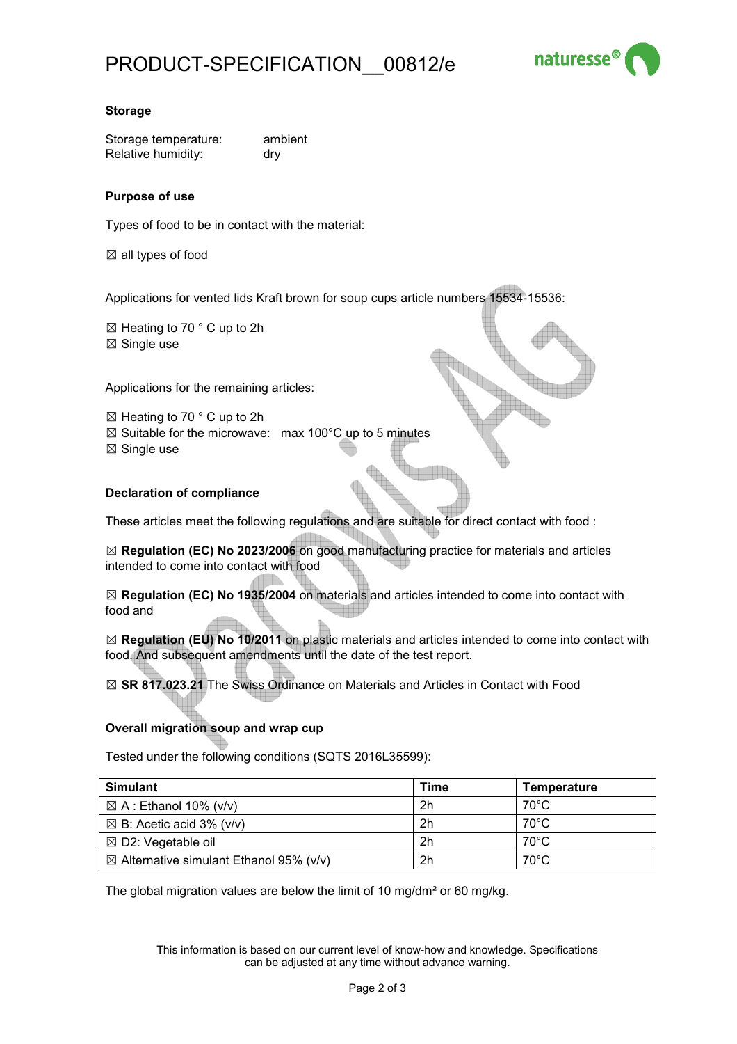## Storage

Storage temperature: ambient
Relative humidity: dry

## Purpose of use

Types of food to be in contact with the material:

☒ all types of food

Applications for vented lids Kraft brown for soup cups article numbers 15534-15536:

☒ Heating to 70 ° C up to 2h
☒ Single use

Applications for the remaining articles:

☒ Heating to 70 ° C up to 2h
☒ Suitable for the microwave: max 100°C up to 5 minutes
☒ Single use

## Declaration of compliance

These articles meet the following regulations and are suitable for direct contact with food :

☒ **Regulation (EC) No 2023/2006** on good manufacturing practice for materials and articles intended to come into contact with food

☒ **Regulation (EC) No 1935/2004** on materials and articles intended to come into contact with food and

☒ **Regulation (EU) No 10/2011** on plastic materials and articles intended to come into contact with food. And subsequent amendments until the date of the test report.

☒ **SR 817.023.21** The Swiss Ordinance on Materials and Articles in Contact with Food

## Overall migration soup and wrap cup

Tested under the following conditions (SQTS 2016L35599):

| Simulant | Time | Temperature |
|---|---|---|
| ☒ A : Ethanol 10% (v/v) | 2h | 70°C |
| ☒ B: Acetic acid 3% (v/v) | 2h | 70°C |
| ☒ D2: Vegetable oil | 2h | 70°C |
| ☒ Alternative simulant Ethanol 95% (v/v) | 2h | 70°C |

The global migration values are below the limit of 10 mg/dm² or 60 mg/kg.

This information is based on our current level of know-how and knowledge. Specifications can be adjusted at any time without advance warning.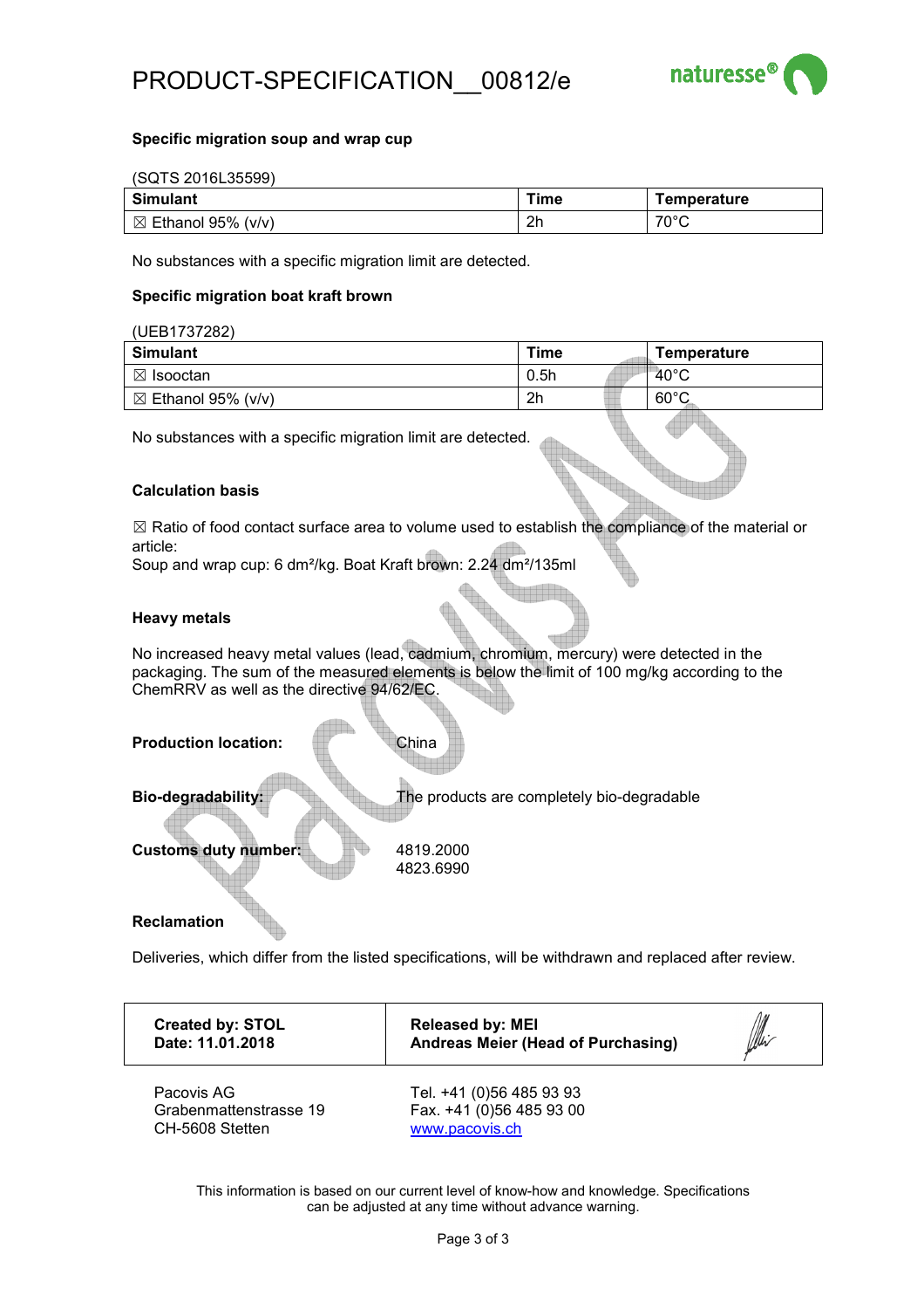### Specific migration soup and wrap cup

(SQTS 2016L35599)

| Simulant | Time | Temperature |
|---|---|---|
| ☒ Ethanol 95% (v/v) | 2h | 70°C |

No substances with a specific migration limit are detected.

### Specific migration boat kraft brown

(UEB1737282)

| Simulant | Time | Temperature |
|---|---|---|
| ☒ Isooctan | 0.5h | 40°C |
| ☒ Ethanol 95% (v/v) | 2h | 60°C |

No substances with a specific migration limit are detected.

### Calculation basis

☒ Ratio of food contact surface area to volume used to establish the compliance of the material or article:
Soup and wrap cup: 6 dm²/kg. Boat Kraft brown: 2.24 dm²/135ml

### Heavy metals

No increased heavy metal values (lead, cadmium, chromium, mercury) were detected in the packaging. The sum of the measured elements is below the limit of 100 mg/kg according to the ChemRRV as well as the directive 94/62/EC.

**Production location:** China

**Bio-degradability:** The products are completely bio-degradable

**Customs duty number:** 4819.2000
4823.6990

### Reclamation

Deliveries, which differ from the listed specifications, will be withdrawn and replaced after review.

| | |
|---|---|
| **Created by: STOL**<br>**Date: 11.01.2018** | **Released by: MEI**<br>**Andreas Meier (Head of Purchasing)** |

Pacovis AG
Grabenmattenstrasse 19
CH-5608 Stetten

Tel. +41 (0)56 485 93 93
Fax. +41 (0)56 485 93 00
www.pacovis.ch

This information is based on our current level of know-how and knowledge. Specifications can be adjusted at any time without advance warning.